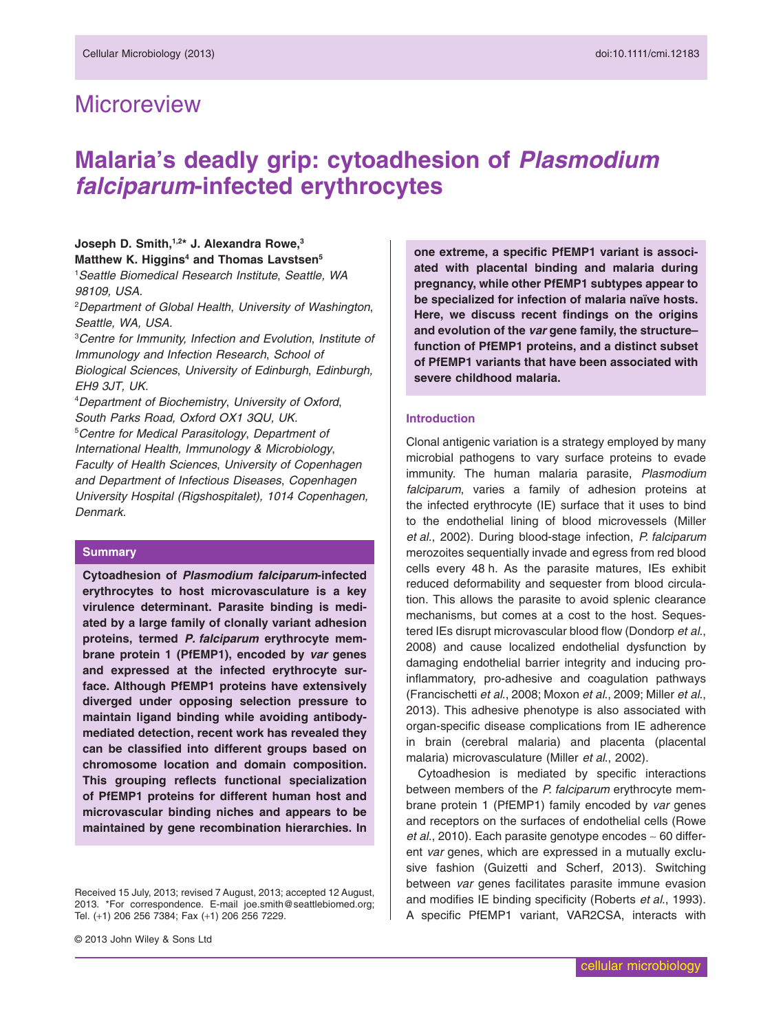Microreview

# Malaria's deadly grip: cytoadhesion of *Plasmodium falciparum*-infected erythrocytes

**Joseph D. Smith,[1,2]* J. Alexandra Rowe,[3] Matthew K. Higgins[4] and Thomas Lavstsen[5]**

[1]*Seattle Biomedical Research Institute, Seattle, WA 98109, USA.*
[2]*Department of Global Health, University of Washington, Seattle, WA, USA.*
[3]*Centre for Immunity, Infection and Evolution, Institute of Immunology and Infection Research, School of Biological Sciences, University of Edinburgh, Edinburgh, EH9 3JT, UK.*
[4]*Department of Biochemistry, University of Oxford, South Parks Road, Oxford OX1 3QU, UK.*
[5]*Centre for Medical Parasitology, Department of International Health, Immunology & Microbiology, Faculty of Health Sciences, University of Copenhagen and Department of Infectious Diseases, Copenhagen University Hospital (Rigshospitalet), 1014 Copenhagen, Denmark.*

## Summary

**Cytoadhesion of *Plasmodium falciparum*-infected erythrocytes to host microvasculature is a key virulence determinant. Parasite binding is mediated by a large family of clonally variant adhesion proteins, termed *P. falciparum* erythrocyte membrane protein 1 (PfEMP1), encoded by *var* genes and expressed at the infected erythrocyte surface. Although PfEMP1 proteins have extensively diverged under opposing selection pressure to maintain ligand binding while avoiding antibody-mediated detection, recent work has revealed they can be classified into different groups based on chromosome location and domain composition. This grouping reflects functional specialization of PfEMP1 proteins for different human host and microvascular binding niches and appears to be maintained by gene recombination hierarchies. In one extreme, a specific PfEMP1 variant is associated with placental binding and malaria during pregnancy, while other PfEMP1 subtypes appear to be specialized for infection of malaria naïve hosts. Here, we discuss recent findings on the origins and evolution of the *var* gene family, the structure–function of PfEMP1 proteins, and a distinct subset of PfEMP1 variants that have been associated with severe childhood malaria.**

Received 15 July, 2013; revised 7 August, 2013; accepted 12 August, 2013. *For correspondence. E-mail joe.smith@seattlebiomed.org; Tel. (+1) 206 256 7384; Fax (+1) 206 256 7229.

© 2013 John Wiley & Sons Ltd

## Introduction

Clonal antigenic variation is a strategy employed by many microbial pathogens to vary surface proteins to evade immunity. The human malaria parasite, *Plasmodium falciparum*, varies a family of adhesion proteins at the infected erythrocyte (IE) surface that it uses to bind to the endothelial lining of blood microvessels (Miller *et al*., 2002). During blood-stage infection, *P. falciparum* merozoites sequentially invade and egress from red blood cells every 48 h. As the parasite matures, IEs exhibit reduced deformability and sequester from blood circulation. This allows the parasite to avoid splenic clearance mechanisms, but comes at a cost to the host. Sequestered IEs disrupt microvascular blood flow (Dondorp *et al*., 2008) and cause localized endothelial dysfunction by damaging endothelial barrier integrity and inducing pro-inflammatory, pro-adhesive and coagulation pathways (Francischetti *et al*., 2008; Moxon *et al*., 2009; Miller *et al*., 2013). This adhesive phenotype is also associated with organ-specific disease complications from IE adherence in brain (cerebral malaria) and placenta (placental malaria) microvasculature (Miller *et al*., 2002).

Cytoadhesion is mediated by specific interactions between members of the *P. falciparum* erythrocyte membrane protein 1 (PfEMP1) family encoded by *var* genes and receptors on the surfaces of endothelial cells (Rowe *et al*., 2010). Each parasite genotype encodes ~ 60 different *var* genes, which are expressed in a mutually exclusive fashion (Guizetti and Scherf, 2013). Switching between *var* genes facilitates parasite immune evasion and modifies IE binding specificity (Roberts *et al*., 1993). A specific PfEMP1 variant, VAR2CSA, interacts with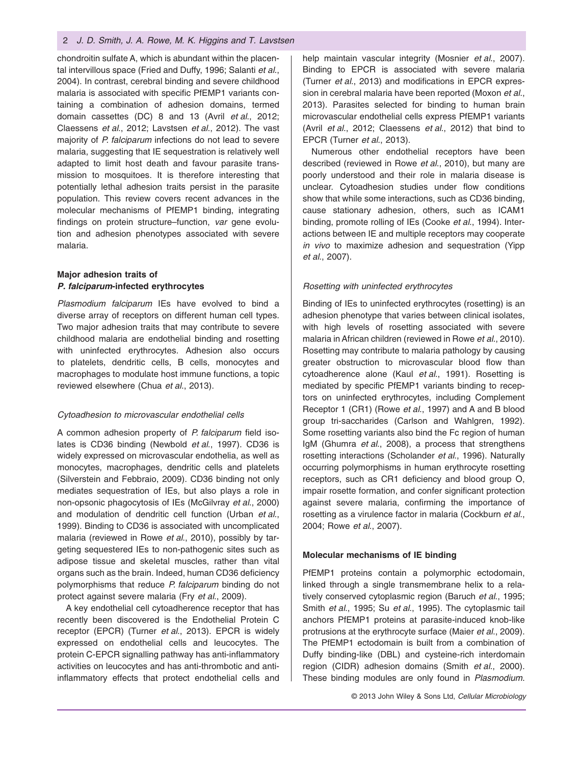chondroitin sulfate A, which is abundant within the placental intervillous space (Fried and Duffy, 1996; Salanti *et al*., 2004). In contrast, cerebral binding and severe childhood malaria is associated with specific PfEMP1 variants containing a combination of adhesion domains, termed domain cassettes (DC) 8 and 13 (Avril *et al*., 2012; Claessens *et al*., 2012; Lavstsen *et al*., 2012). The vast majority of *P. falciparum* infections do not lead to severe malaria, suggesting that IE sequestration is relatively well adapted to limit host death and favour parasite transmission to mosquitoes. It is therefore interesting that potentially lethal adhesion traits persist in the parasite population. This review covers recent advances in the molecular mechanisms of PfEMP1 binding, integrating findings on protein structure–function, *var* gene evolution and adhesion phenotypes associated with severe malaria.

## Major adhesion traits of *P. falciparum*-infected erythrocytes

*Plasmodium falciparum* IEs have evolved to bind a diverse array of receptors on different human cell types. Two major adhesion traits that may contribute to severe childhood malaria are endothelial binding and rosetting with uninfected erythrocytes. Adhesion also occurs to platelets, dendritic cells, B cells, monocytes and macrophages to modulate host immune functions, a topic reviewed elsewhere (Chua *et al*., 2013).

### *Cytoadhesion to microvascular endothelial cells*

A common adhesion property of *P. falciparum* field isolates is CD36 binding (Newbold *et al*., 1997). CD36 is widely expressed on microvascular endothelia, as well as monocytes, macrophages, dendritic cells and platelets (Silverstein and Febbraio, 2009). CD36 binding not only mediates sequestration of IEs, but also plays a role in non-opsonic phagocytosis of IEs (McGilvray *et al*., 2000) and modulation of dendritic cell function (Urban *et al*., 1999). Binding to CD36 is associated with uncomplicated malaria (reviewed in Rowe *et al*., 2010), possibly by targeting sequestered IEs to non-pathogenic sites such as adipose tissue and skeletal muscles, rather than vital organs such as the brain. Indeed, human CD36 deficiency polymorphisms that reduce *P. falciparum* binding do not protect against severe malaria (Fry *et al*., 2009).

A key endothelial cell cytoadherence receptor that has recently been discovered is the Endothelial Protein C receptor (EPCR) (Turner *et al*., 2013). EPCR is widely expressed on endothelial cells and leucocytes. The protein C-EPCR signalling pathway has anti-inflammatory activities on leucocytes and has anti-thrombotic and anti-inflammatory effects that protect endothelial cells and help maintain vascular integrity (Mosnier *et al*., 2007). Binding to EPCR is associated with severe malaria (Turner *et al*., 2013) and modifications in EPCR expression in cerebral malaria have been reported (Moxon *et al*., 2013). Parasites selected for binding to human brain microvascular endothelial cells express PfEMP1 variants (Avril *et al*., 2012; Claessens *et al*., 2012) that bind to EPCR (Turner *et al*., 2013).

Numerous other endothelial receptors have been described (reviewed in Rowe *et al*., 2010), but many are poorly understood and their role in malaria disease is unclear. Cytoadhesion studies under flow conditions show that while some interactions, such as CD36 binding, cause stationary adhesion, others, such as ICAM1 binding, promote rolling of IEs (Cooke *et al*., 1994). Interactions between IE and multiple receptors may cooperate *in vivo* to maximize adhesion and sequestration (Yipp *et al*., 2007).

### *Rosetting with uninfected erythrocytes*

Binding of IEs to uninfected erythrocytes (rosetting) is an adhesion phenotype that varies between clinical isolates, with high levels of rosetting associated with severe malaria in African children (reviewed in Rowe *et al*., 2010). Rosetting may contribute to malaria pathology by causing greater obstruction to microvascular blood flow than cytoadherence alone (Kaul *et al*., 1991). Rosetting is mediated by specific PfEMP1 variants binding to receptors on uninfected erythrocytes, including Complement Receptor 1 (CR1) (Rowe *et al*., 1997) and A and B blood group tri-saccharides (Carlson and Wahlgren, 1992). Some rosetting variants also bind the Fc region of human IgM (Ghumra *et al*., 2008), a process that strengthens rosetting interactions (Scholander *et al*., 1996). Naturally occurring polymorphisms in human erythrocyte rosetting receptors, such as CR1 deficiency and blood group O, impair rosette formation, and confer significant protection against severe malaria, confirming the importance of rosetting as a virulence factor in malaria (Cockburn *et al*., 2004; Rowe *et al*., 2007).

## Molecular mechanisms of IE binding

PfEMP1 proteins contain a polymorphic ectodomain, linked through a single transmembrane helix to a relatively conserved cytoplasmic region (Baruch *et al*., 1995; Smith *et al*., 1995; Su *et al*., 1995). The cytoplasmic tail anchors PfEMP1 proteins at parasite-induced knob-like protrusions at the erythrocyte surface (Maier *et al*., 2009). The PfEMP1 ectodomain is built from a combination of Duffy binding-like (DBL) and cysteine-rich interdomain region (CIDR) adhesion domains (Smith *et al*., 2000). These binding modules are only found in *Plasmodium*.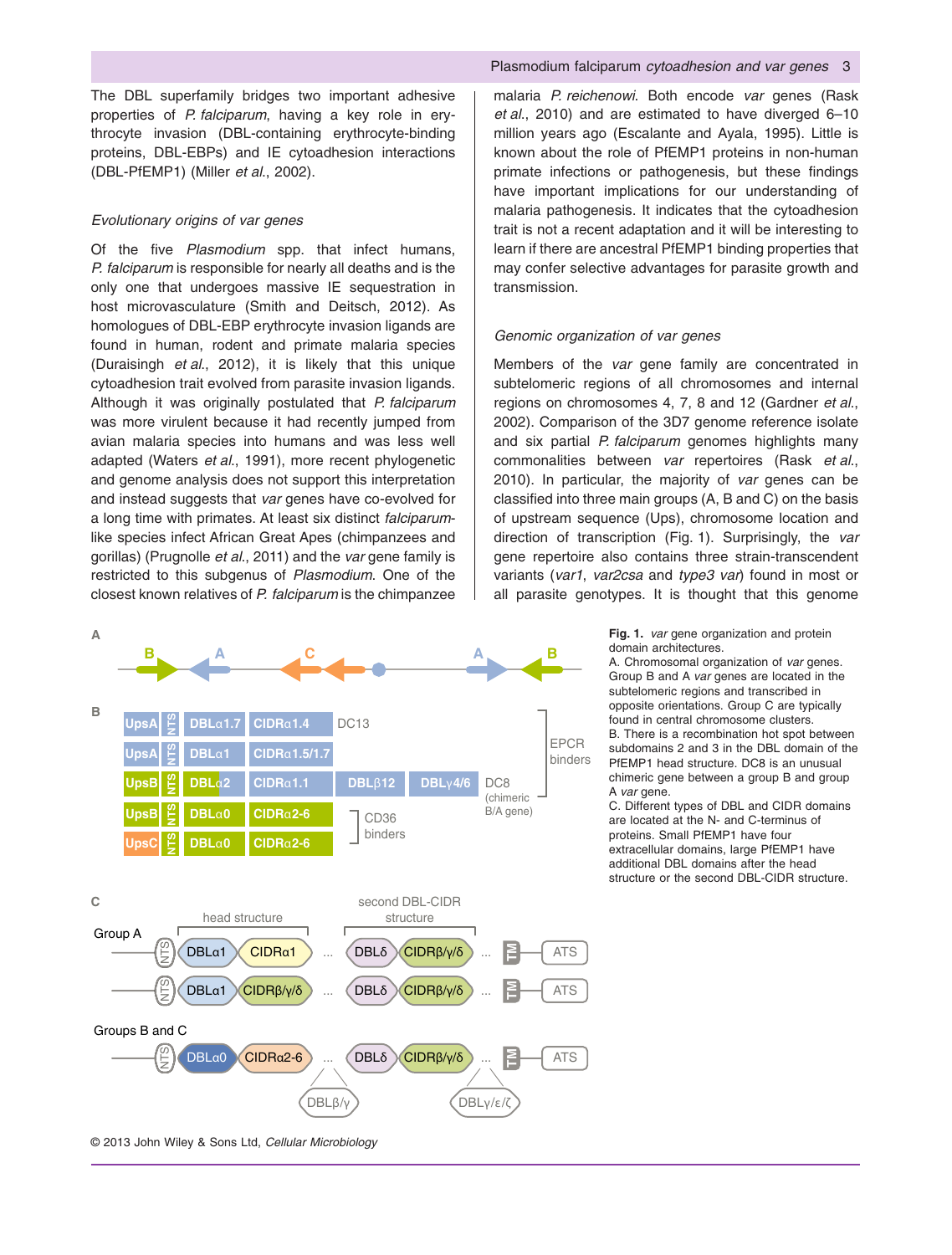The DBL superfamily bridges two important adhesive properties of *P. falciparum*, having a key role in erythrocyte invasion (DBL-containing erythrocyte-binding proteins, DBL-EBPs) and IE cytoadhesion interactions (DBL-PfEMP1) (Miller *et al*., 2002).

*Evolutionary origins of var genes*

Of the five *Plasmodium* spp. that infect humans, *P. falciparum* is responsible for nearly all deaths and is the only one that undergoes massive IE sequestration in host microvasculature (Smith and Deitsch, 2012). As homologues of DBL-EBP erythrocyte invasion ligands are found in human, rodent and primate malaria species (Duraisingh *et al*., 2012), it is likely that this unique cytoadhesion trait evolved from parasite invasion ligands. Although it was originally postulated that *P. falciparum* was more virulent because it had recently jumped from avian malaria species into humans and was less well adapted (Waters *et al*., 1991), more recent phylogenetic and genome analysis does not support this interpretation and instead suggests that *var* genes have co-evolved for a long time with primates. At least six distinct *falciparum*-like species infect African Great Apes (chimpanzees and gorillas) (Prugnolle *et al*., 2011) and the *var* gene family is restricted to this subgenus of *Plasmodium*. One of the closest known relatives of *P. falciparum* is the chimpanzee malaria *P. reichenowi*. Both encode *var* genes (Rask *et al*., 2010) and are estimated to have diverged 6–10 million years ago (Escalante and Ayala, 1995). Little is known about the role of PfEMP1 proteins in non-human primate infections or pathogenesis, but these findings have important implications for our understanding of malaria pathogenesis. It indicates that the cytoadhesion trait is not a recent adaptation and it will be interesting to learn if there are ancestral PfEMP1 binding properties that may confer selective advantages for parasite growth and transmission.

*Genomic organization of var genes*

Members of the *var* gene family are concentrated in subtelomeric regions of all chromosomes and internal regions on chromosomes 4, 7, 8 and 12 (Gardner *et al*., 2002). Comparison of the 3D7 genome reference isolate and six partial *P. falciparum* genomes highlights many commonalities between *var* repertoires (Rask *et al*., 2010). In particular, the majority of *var* genes can be classified into three main groups (A, B and C) on the basis of upstream sequence (Ups), chromosome location and direction of transcription (Fig. 1). Surprisingly, the *var* gene repertoire also contains three strain-transcendent variants (*var1*, *var2csa* and *type3 var*) found in most or all parasite genotypes. It is thought that this genome

**Fig. 1.** *var* gene organization and protein domain architectures.
A. Chromosomal organization of *var* genes. Group B and A *var* genes are located in the subtelomeric regions and transcribed in opposite orientations. Group C are typically found in central chromosome clusters.
B. There is a recombination hot spot between subdomains 2 and 3 in the DBL domain of the PfEMP1 head structure. DC8 is an unusual chimeric gene between a group B and group A *var* gene.
C. Different types of DBL and CIDR domains are located at the N- and C-terminus of proteins. Small PfEMP1 have four extracellular domains, large PfEMP1 have additional DBL domains after the head structure or the second DBL-CIDR structure.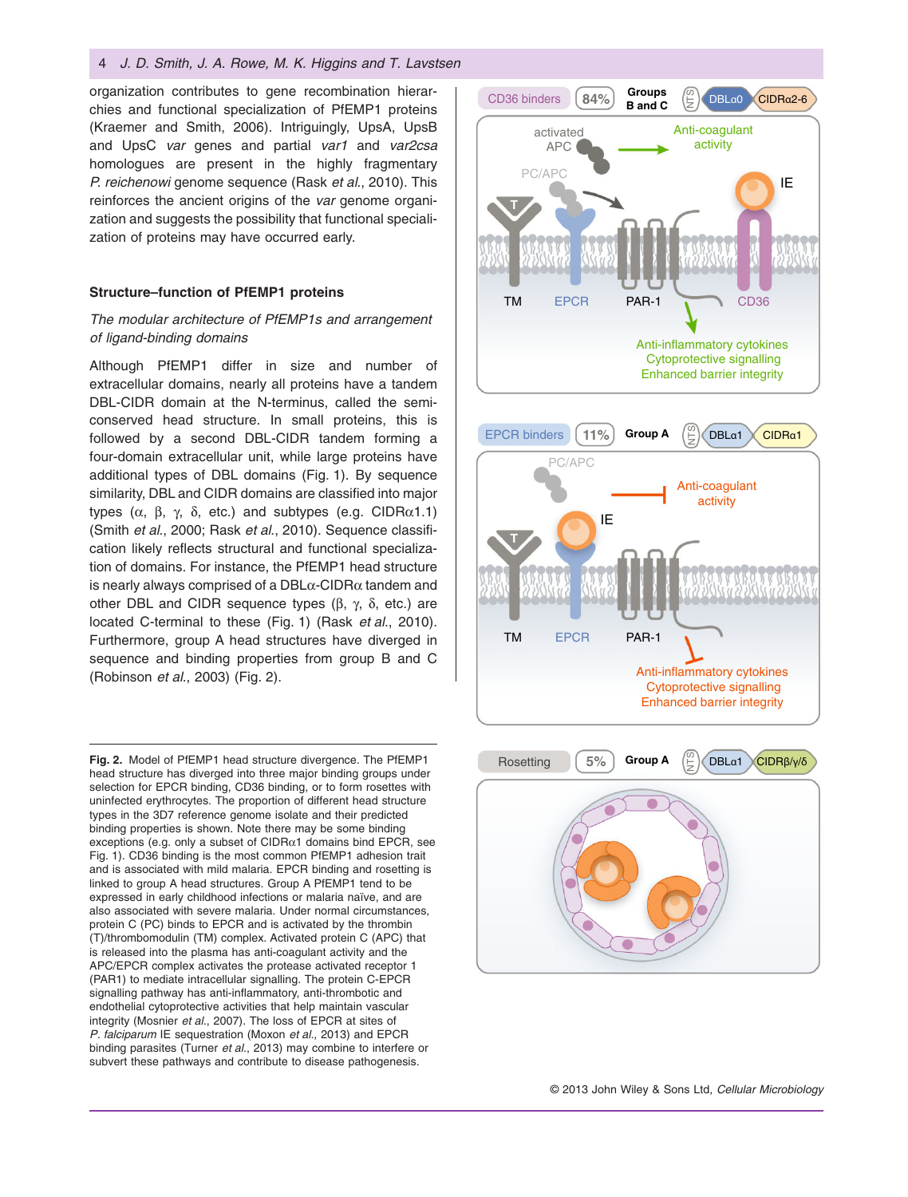organization contributes to gene recombination hierarchies and functional specialization of PfEMP1 proteins (Kraemer and Smith, 2006). Intriguingly, UpsA, UpsB and UpsC *var* genes and partial *var1* and *var2csa* homologues are present in the highly fragmentary *P. reichenowi* genome sequence (Rask *et al*., 2010). This reinforces the ancient origins of the *var* genome organization and suggests the possibility that functional specialization of proteins may have occurred early.

### Structure–function of PfEMP1 proteins

*The modular architecture of PfEMP1s and arrangement of ligand-binding domains*

Although PfEMP1 differ in size and number of extracellular domains, nearly all proteins have a tandem DBL-CIDR domain at the N-terminus, called the semi-conserved head structure. In small proteins, this is followed by a second DBL-CIDR tandem forming a four-domain extracellular unit, while large proteins have additional types of DBL domains (Fig. 1). By sequence similarity, DBL and CIDR domains are classified into major types (α, β, γ, δ, etc.) and subtypes (e.g. CIDRα1.1) (Smith *et al*., 2000; Rask *et al*., 2010). Sequence classification likely reflects structural and functional specialization of domains. For instance, the PfEMP1 head structure is nearly always comprised of a DBLα-CIDRα tandem and other DBL and CIDR sequence types (β, γ, δ, etc.) are located C-terminal to these (Fig. 1) (Rask *et al*., 2010). Furthermore, group A head structures have diverged in sequence and binding properties from group B and C (Robinson *et al*., 2003) (Fig. 2).

**Fig. 2.** Model of PfEMP1 head structure divergence. The PfEMP1 head structure has diverged into three major binding groups under selection for EPCR binding, CD36 binding, or to form rosettes with uninfected erythrocytes. The proportion of different head structure types in the 3D7 reference genome isolate and their predicted binding properties is shown. Note there may be some binding exceptions (e.g. only a subset of CIDRα1 domains bind EPCR, see Fig. 1). CD36 binding is the most common PfEMP1 adhesion trait and is associated with mild malaria. EPCR binding and rosetting is linked to group A head structures. Group A PfEMP1 tend to be expressed in early childhood infections or malaria naïve, and are also associated with severe malaria. Under normal circumstances, protein C (PC) binds to EPCR and is activated by the thrombin (T)/thrombomodulin (TM) complex. Activated protein C (APC) that is released into the plasma has anti-coagulant activity and the APC/EPCR complex activates the protease activated receptor 1 (PAR1) to mediate intracellular signalling. The protein C-EPCR signalling pathway has anti-inflammatory, anti-thrombotic and endothelial cytoprotective activities that help maintain vascular integrity (Mosnier *et al*., 2007). The loss of EPCR at sites of *P. falciparum* IE sequestration (Moxon *et al*., 2013) and EPCR binding parasites (Turner *et al*., 2013) may combine to interfere or subvert these pathways and contribute to disease pathogenesis.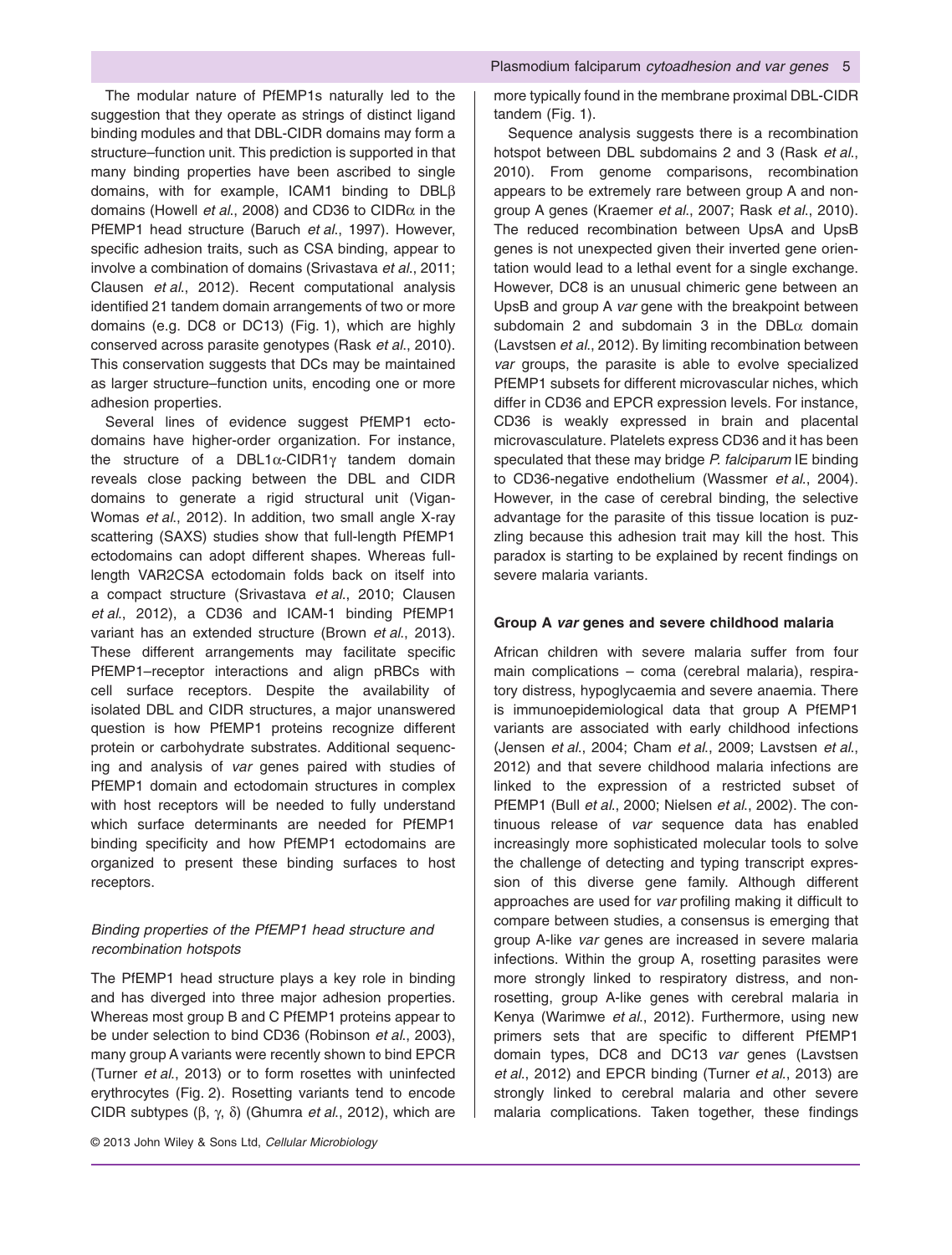The modular nature of PfEMP1s naturally led to the suggestion that they operate as strings of distinct ligand binding modules and that DBL-CIDR domains may form a structure–function unit. This prediction is supported in that many binding properties have been ascribed to single domains, with for example, ICAM1 binding to DBLβ domains (Howell *et al.*, 2008) and CD36 to CIDRα in the PfEMP1 head structure (Baruch *et al.*, 1997). However, specific adhesion traits, such as CSA binding, appear to involve a combination of domains (Srivastava *et al.*, 2011; Clausen *et al.*, 2012). Recent computational analysis identified 21 tandem domain arrangements of two or more domains (e.g. DC8 or DC13) (Fig. 1), which are highly conserved across parasite genotypes (Rask *et al.*, 2010). This conservation suggests that DCs may be maintained as larger structure–function units, encoding one or more adhesion properties.

Several lines of evidence suggest PfEMP1 ectodomains have higher-order organization. For instance, the structure of a DBL1α-CIDR1γ tandem domain reveals close packing between the DBL and CIDR domains to generate a rigid structural unit (Vigan-Womas *et al.*, 2012). In addition, two small angle X-ray scattering (SAXS) studies show that full-length PfEMP1 ectodomains can adopt different shapes. Whereas full-length VAR2CSA ectodomain folds back on itself into a compact structure (Srivastava *et al.*, 2010; Clausen *et al.*, 2012), a CD36 and ICAM-1 binding PfEMP1 variant has an extended structure (Brown *et al.*, 2013). These different arrangements may facilitate specific PfEMP1–receptor interactions and align pRBCs with cell surface receptors. Despite the availability of isolated DBL and CIDR structures, a major unanswered question is how PfEMP1 proteins recognize different protein or carbohydrate substrates. Additional sequencing and analysis of *var* genes paired with studies of PfEMP1 domain and ectodomain structures in complex with host receptors will be needed to fully understand which surface determinants are needed for PfEMP1 binding specificity and how PfEMP1 ectodomains are organized to present these binding surfaces to host receptors.

### *Binding properties of the PfEMP1 head structure and recombination hotspots*

The PfEMP1 head structure plays a key role in binding and has diverged into three major adhesion properties. Whereas most group B and C PfEMP1 proteins appear to be under selection to bind CD36 (Robinson *et al.*, 2003), many group A variants were recently shown to bind EPCR (Turner *et al.*, 2013) or to form rosettes with uninfected erythrocytes (Fig. 2). Rosetting variants tend to encode CIDR subtypes (β, γ, δ) (Ghumra *et al.*, 2012), which are more typically found in the membrane proximal DBL-CIDR tandem (Fig. 1).

Sequence analysis suggests there is a recombination hotspot between DBL subdomains 2 and 3 (Rask *et al.*, 2010). From genome comparisons, recombination appears to be extremely rare between group A and non-group A genes (Kraemer *et al.*, 2007; Rask *et al.*, 2010). The reduced recombination between UpsA and UpsB genes is not unexpected given their inverted gene orientation would lead to a lethal event for a single exchange. However, DC8 is an unusual chimeric gene between an UpsB and group A *var* gene with the breakpoint between subdomain 2 and subdomain 3 in the DBLα domain (Lavstsen *et al.*, 2012). By limiting recombination between *var* groups, the parasite is able to evolve specialized PfEMP1 subsets for different microvascular niches, which differ in CD36 and EPCR expression levels. For instance, CD36 is weakly expressed in brain and placental microvasculature. Platelets express CD36 and it has been speculated that these may bridge *P. falciparum* IE binding to CD36-negative endothelium (Wassmer *et al.*, 2004). However, in the case of cerebral binding, the selective advantage for the parasite of this tissue location is puzzling because this adhesion trait may kill the host. This paradox is starting to be explained by recent findings on severe malaria variants.

## Group A *var* genes and severe childhood malaria

African children with severe malaria suffer from four main complications – coma (cerebral malaria), respiratory distress, hypoglycaemia and severe anaemia. There is immunoepidemiological data that group A PfEMP1 variants are associated with early childhood infections (Jensen *et al.*, 2004; Cham *et al.*, 2009; Lavstsen *et al.*, 2012) and that severe childhood malaria infections are linked to the expression of a restricted subset of PfEMP1 (Bull *et al.*, 2000; Nielsen *et al.*, 2002). The continuous release of *var* sequence data has enabled increasingly more sophisticated molecular tools to solve the challenge of detecting and typing transcript expression of this diverse gene family. Although different approaches are used for *var* profiling making it difficult to compare between studies, a consensus is emerging that group A-like *var* genes are increased in severe malaria infections. Within the group A, rosetting parasites were more strongly linked to respiratory distress, and non-rosetting, group A-like genes with cerebral malaria in Kenya (Warimwe *et al.*, 2012). Furthermore, using new primers sets that are specific to different PfEMP1 domain types, DC8 and DC13 *var* genes (Lavstsen *et al.*, 2012) and EPCR binding (Turner *et al.*, 2013) are strongly linked to cerebral malaria and other severe malaria complications. Taken together, these findings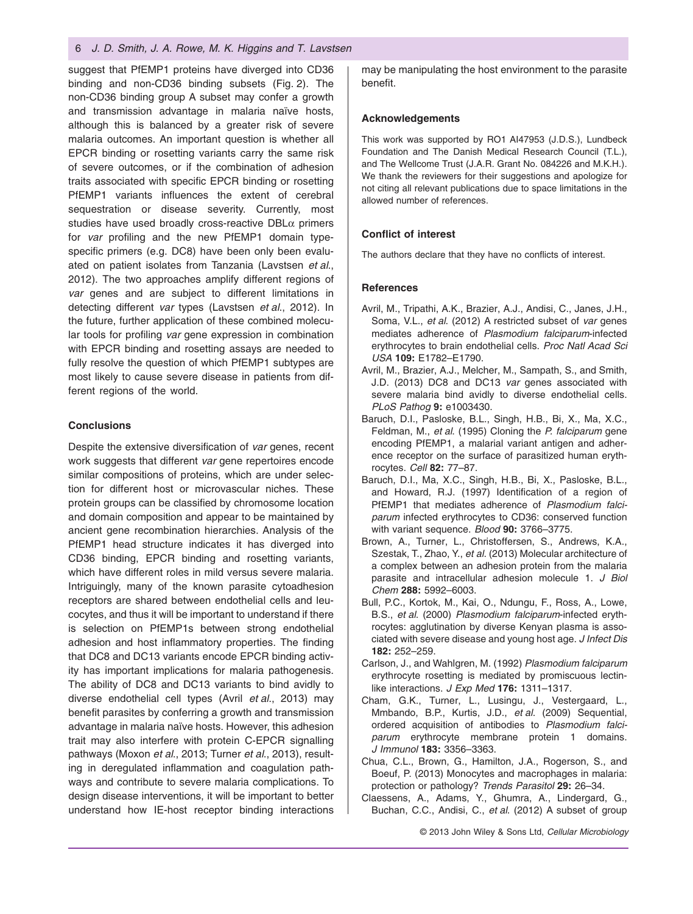suggest that PfEMP1 proteins have diverged into CD36 binding and non-CD36 binding subsets (Fig. 2). The non-CD36 binding group A subset may confer a growth and transmission advantage in malaria naïve hosts, although this is balanced by a greater risk of severe malaria outcomes. An important question is whether all EPCR binding or rosetting variants carry the same risk of severe outcomes, or if the combination of adhesion traits associated with specific EPCR binding or rosetting PfEMP1 variants influences the extent of cerebral sequestration or disease severity. Currently, most studies have used broadly cross-reactive DBL$\alpha$ primers for *var* profiling and the new PfEMP1 domain type-specific primers (e.g. DC8) have been only been evaluated on patient isolates from Tanzania (Lavstsen *et al*., 2012). The two approaches amplify different regions of *var* genes and are subject to different limitations in detecting different *var* types (Lavstsen *et al*., 2012). In the future, further application of these combined molecular tools for profiling *var* gene expression in combination with EPCR binding and rosetting assays are needed to fully resolve the question of which PfEMP1 subtypes are most likely to cause severe disease in patients from different regions of the world.

## Conclusions

Despite the extensive diversification of *var* genes, recent work suggests that different *var* gene repertoires encode similar compositions of proteins, which are under selection for different host or microvascular niches. These protein groups can be classified by chromosome location and domain composition and appear to be maintained by ancient gene recombination hierarchies. Analysis of the PfEMP1 head structure indicates it has diverged into CD36 binding, EPCR binding and rosetting variants, which have different roles in mild versus severe malaria. Intriguingly, many of the known parasite cytoadhesion receptors are shared between endothelial cells and leucocytes, and thus it will be important to understand if there is selection on PfEMP1s between strong endothelial adhesion and host inflammatory properties. The finding that DC8 and DC13 variants encode EPCR binding activity has important implications for malaria pathogenesis. The ability of DC8 and DC13 variants to bind avidly to diverse endothelial cell types (Avril *et al*., 2013) may benefit parasites by conferring a growth and transmission advantage in malaria naïve hosts. However, this adhesion trait may also interfere with protein C-EPCR signalling pathways (Moxon *et al*., 2013; Turner *et al*., 2013), resulting in deregulated inflammation and coagulation pathways and contribute to severe malaria complications. To design disease interventions, it will be important to better understand how IE-host receptor binding interactions may be manipulating the host environment to the parasite benefit.

## Acknowledgements

This work was supported by RO1 AI47953 (J.D.S.), Lundbeck Foundation and The Danish Medical Research Council (T.L.), and The Wellcome Trust (J.A.R. Grant No. 084226 and M.K.H.). We thank the reviewers for their suggestions and apologize for not citing all relevant publications due to space limitations in the allowed number of references.

## Conflict of interest

The authors declare that they have no conflicts of interest.

## References

Avril, M., Tripathi, A.K., Brazier, A.J., Andisi, C., Janes, J.H., Soma, V.L., *et al.* (2012) A restricted subset of *var* genes mediates adherence of *Plasmodium falciparum*-infected erythrocytes to brain endothelial cells. *Proc Natl Acad Sci USA* **109:** E1782–E1790.

Avril, M., Brazier, A.J., Melcher, M., Sampath, S., and Smith, J.D. (2013) DC8 and DC13 *var* genes associated with severe malaria bind avidly to diverse endothelial cells. *PLoS Pathog* **9:** e1003430.

Baruch, D.I., Pasloske, B.L., Singh, H.B., Bi, X., Ma, X.C., Feldman, M., *et al.* (1995) Cloning the *P. falciparum* gene encoding PfEMP1, a malarial variant antigen and adherence receptor on the surface of parasitized human erythrocytes. *Cell* **82:** 77–87.

Baruch, D.I., Ma, X.C., Singh, H.B., Bi, X., Pasloske, B.L., and Howard, R.J. (1997) Identification of a region of PfEMP1 that mediates adherence of *Plasmodium falciparum* infected erythrocytes to CD36: conserved function with variant sequence. *Blood* **90:** 3766–3775.

Brown, A., Turner, L., Christoffersen, S., Andrews, K.A., Szestak, T., Zhao, Y., *et al.* (2013) Molecular architecture of a complex between an adhesion protein from the malaria parasite and intracellular adhesion molecule 1. *J Biol Chem* **288:** 5992–6003.

Bull, P.C., Kortok, M., Kai, O., Ndungu, F., Ross, A., Lowe, B.S., *et al.* (2000) *Plasmodium falciparum*-infected erythrocytes: agglutination by diverse Kenyan plasma is associated with severe disease and young host age. *J Infect Dis* **182:** 252–259.

Carlson, J., and Wahlgren, M. (1992) *Plasmodium falciparum* erythrocyte rosetting is mediated by promiscuous lectin-like interactions. *J Exp Med* **176:** 1311–1317.

Cham, G.K., Turner, L., Lusingu, J., Vestergaard, L., Mmbando, B.P., Kurtis, J.D., *et al.* (2009) Sequential, ordered acquisition of antibodies to *Plasmodium falciparum* erythrocyte membrane protein 1 domains. *J Immunol* **183:** 3356–3363.

Chua, C.L., Brown, G., Hamilton, J.A., Rogerson, S., and Boeuf, P. (2013) Monocytes and macrophages in malaria: protection or pathology? *Trends Parasitol* **29:** 26–34.

Claessens, A., Adams, Y., Ghumra, A., Lindergard, G., Buchan, C.C., Andisi, C., *et al.* (2012) A subset of group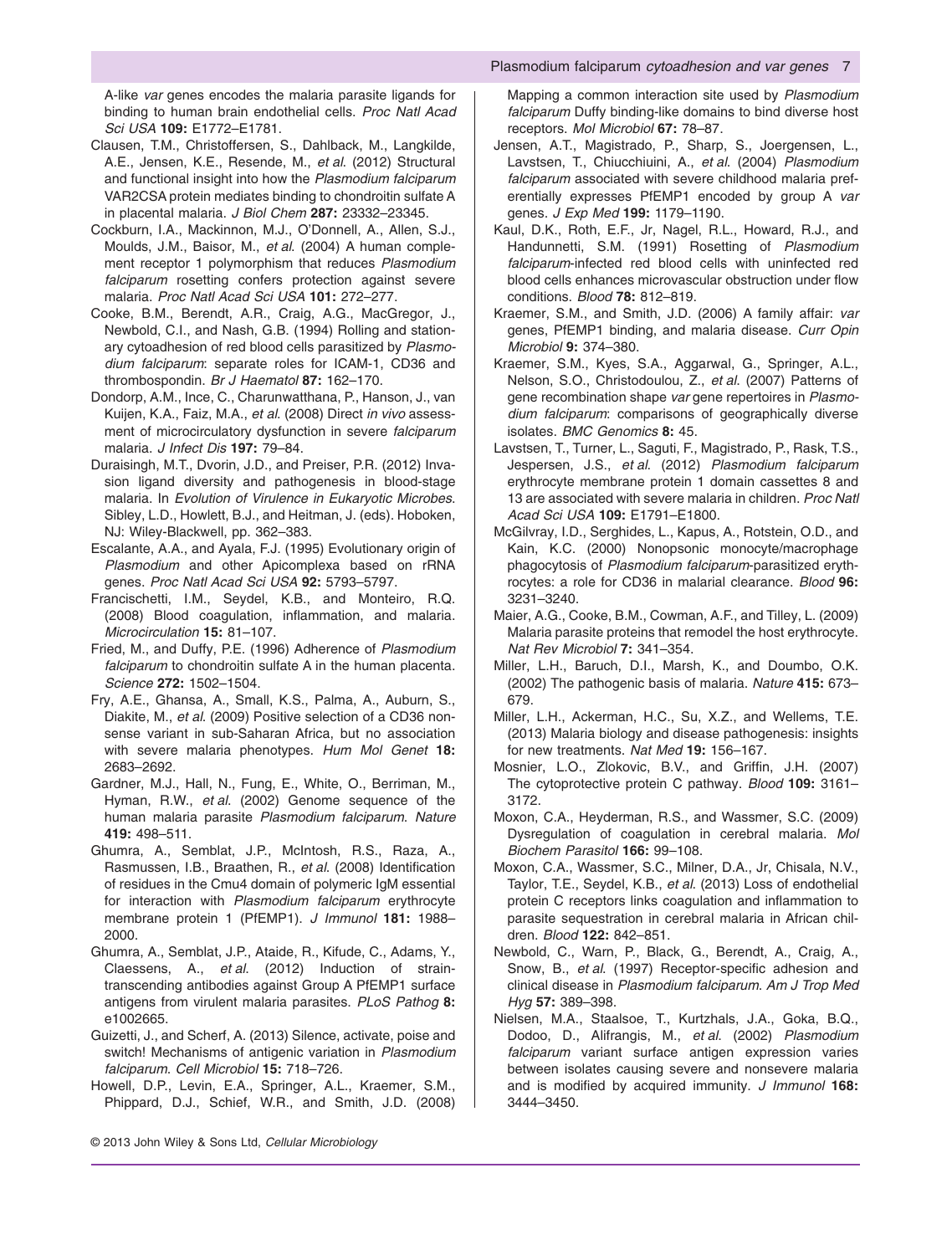A-like *var* genes encodes the malaria parasite ligands for binding to human brain endothelial cells. *Proc Natl Acad Sci USA* **109:** E1772–E1781.

Clausen, T.M., Christoffersen, S., Dahlback, M., Langkilde, A.E., Jensen, K.E., Resende, M., *et al.* (2012) Structural and functional insight into how the *Plasmodium falciparum* VAR2CSA protein mediates binding to chondroitin sulfate A in placental malaria. *J Biol Chem* **287:** 23332–23345.

Cockburn, I.A., Mackinnon, M.J., O'Donnell, A., Allen, S.J., Moulds, J.M., Baisor, M., *et al.* (2004) A human complement receptor 1 polymorphism that reduces *Plasmodium falciparum* rosetting confers protection against severe malaria. *Proc Natl Acad Sci USA* **101:** 272–277.

Cooke, B.M., Berendt, A.R., Craig, A.G., MacGregor, J., Newbold, C.I., and Nash, G.B. (1994) Rolling and stationary cytoadhesion of red blood cells parasitized by *Plasmodium falciparum*: separate roles for ICAM-1, CD36 and thrombospondin. *Br J Haematol* **87:** 162–170.

Dondorp, A.M., Ince, C., Charunwatthana, P., Hanson, J., van Kuijen, K.A., Faiz, M.A., *et al.* (2008) Direct *in vivo* assessment of microcirculatory dysfunction in severe *falciparum* malaria. *J Infect Dis* **197:** 79–84.

Duraisingh, M.T., Dvorin, J.D., and Preiser, P.R. (2012) Invasion ligand diversity and pathogenesis in blood-stage malaria. In *Evolution of Virulence in Eukaryotic Microbes*. Sibley, L.D., Howlett, B.J., and Heitman, J. (eds). Hoboken, NJ: Wiley-Blackwell, pp. 362–383.

Escalante, A.A., and Ayala, F.J. (1995) Evolutionary origin of *Plasmodium* and other Apicomplexa based on rRNA genes. *Proc Natl Acad Sci USA* **92:** 5793–5797.

Francischetti, I.M., Seydel, K.B., and Monteiro, R.Q. (2008) Blood coagulation, inflammation, and malaria. *Microcirculation* **15:** 81–107.

Fried, M., and Duffy, P.E. (1996) Adherence of *Plasmodium falciparum* to chondroitin sulfate A in the human placenta. *Science* **272:** 1502–1504.

Fry, A.E., Ghansa, A., Small, K.S., Palma, A., Auburn, S., Diakite, M., *et al.* (2009) Positive selection of a CD36 nonsense variant in sub-Saharan Africa, but no association with severe malaria phenotypes. *Hum Mol Genet* **18:** 2683–2692.

Gardner, M.J., Hall, N., Fung, E., White, O., Berriman, M., Hyman, R.W., *et al.* (2002) Genome sequence of the human malaria parasite *Plasmodium falciparum*. *Nature* **419:** 498–511.

Ghumra, A., Semblat, J.P., McIntosh, R.S., Raza, A., Rasmussen, I.B., Braathen, R., *et al.* (2008) Identification of residues in the Cmu4 domain of polymeric IgM essential for interaction with *Plasmodium falciparum* erythrocyte membrane protein 1 (PfEMP1). *J Immunol* **181:** 1988–2000.

Ghumra, A., Semblat, J.P., Ataide, R., Kifude, C., Adams, Y., Claessens, A., *et al.* (2012) Induction of strain-transcending antibodies against Group A PfEMP1 surface antigens from virulent malaria parasites. *PLoS Pathog* **8:** e1002665.

Guizetti, J., and Scherf, A. (2013) Silence, activate, poise and switch! Mechanisms of antigenic variation in *Plasmodium falciparum*. *Cell Microbiol* **15:** 718–726.

Howell, D.P., Levin, E.A., Springer, A.L., Kraemer, S.M., Phippard, D.J., Schief, W.R., and Smith, J.D. (2008) Mapping a common interaction site used by *Plasmodium falciparum* Duffy binding-like domains to bind diverse host receptors. *Mol Microbiol* **67:** 78–87.

Jensen, A.T., Magistrado, P., Sharp, S., Joergensen, L., Lavstsen, T., Chiucchiuini, A., *et al.* (2004) *Plasmodium falciparum* associated with severe childhood malaria preferentially expresses PfEMP1 encoded by group A *var* genes. *J Exp Med* **199:** 1179–1190.

Kaul, D.K., Roth, E.F., Jr, Nagel, R.L., Howard, R.J., and Handunnetti, S.M. (1991) Rosetting of *Plasmodium falciparum*-infected red blood cells with uninfected red blood cells enhances microvascular obstruction under flow conditions. *Blood* **78:** 812–819.

Kraemer, S.M., and Smith, J.D. (2006) A family affair: *var* genes, PfEMP1 binding, and malaria disease. *Curr Opin Microbiol* **9:** 374–380.

Kraemer, S.M., Kyes, S.A., Aggarwal, G., Springer, A.L., Nelson, S.O., Christodoulou, Z., *et al.* (2007) Patterns of gene recombination shape *var* gene repertoires in *Plasmodium falciparum*: comparisons of geographically diverse isolates. *BMC Genomics* **8:** 45.

Lavstsen, T., Turner, L., Saguti, F., Magistrado, P., Rask, T.S., Jespersen, J.S., *et al.* (2012) *Plasmodium falciparum* erythrocyte membrane protein 1 domain cassettes 8 and 13 are associated with severe malaria in children. *Proc Natl Acad Sci USA* **109:** E1791–E1800.

McGilvray, I.D., Serghides, L., Kapus, A., Rotstein, O.D., and Kain, K.C. (2000) Nonopsonic monocyte/macrophage phagocytosis of *Plasmodium falciparum*-parasitized erythrocytes: a role for CD36 in malarial clearance. *Blood* **96:** 3231–3240.

Maier, A.G., Cooke, B.M., Cowman, A.F., and Tilley, L. (2009) Malaria parasite proteins that remodel the host erythrocyte. *Nat Rev Microbiol* **7:** 341–354.

Miller, L.H., Baruch, D.I., Marsh, K., and Doumbo, O.K. (2002) The pathogenic basis of malaria. *Nature* **415:** 673–679.

Miller, L.H., Ackerman, H.C., Su, X.Z., and Wellems, T.E. (2013) Malaria biology and disease pathogenesis: insights for new treatments. *Nat Med* **19:** 156–167.

Mosnier, L.O., Zlokovic, B.V., and Griffin, J.H. (2007) The cytoprotective protein C pathway. *Blood* **109:** 3161–3172.

Moxon, C.A., Heyderman, R.S., and Wassmer, S.C. (2009) Dysregulation of coagulation in cerebral malaria. *Mol Biochem Parasitol* **166:** 99–108.

Moxon, C.A., Wassmer, S.C., Milner, D.A., Jr, Chisala, N.V., Taylor, T.E., Seydel, K.B., *et al.* (2013) Loss of endothelial protein C receptors links coagulation and inflammation to parasite sequestration in cerebral malaria in African children. *Blood* **122:** 842–851.

Newbold, C., Warn, P., Black, G., Berendt, A., Craig, A., Snow, B., *et al.* (1997) Receptor-specific adhesion and clinical disease in *Plasmodium falciparum*. *Am J Trop Med Hyg* **57:** 389–398.

Nielsen, M.A., Staalsoe, T., Kurtzhals, J.A., Goka, B.Q., Dodoo, D., Alifrangis, M., *et al.* (2002) *Plasmodium falciparum* variant surface antigen expression varies between isolates causing severe and nonsevere malaria and is modified by acquired immunity. *J Immunol* **168:** 3444–3450.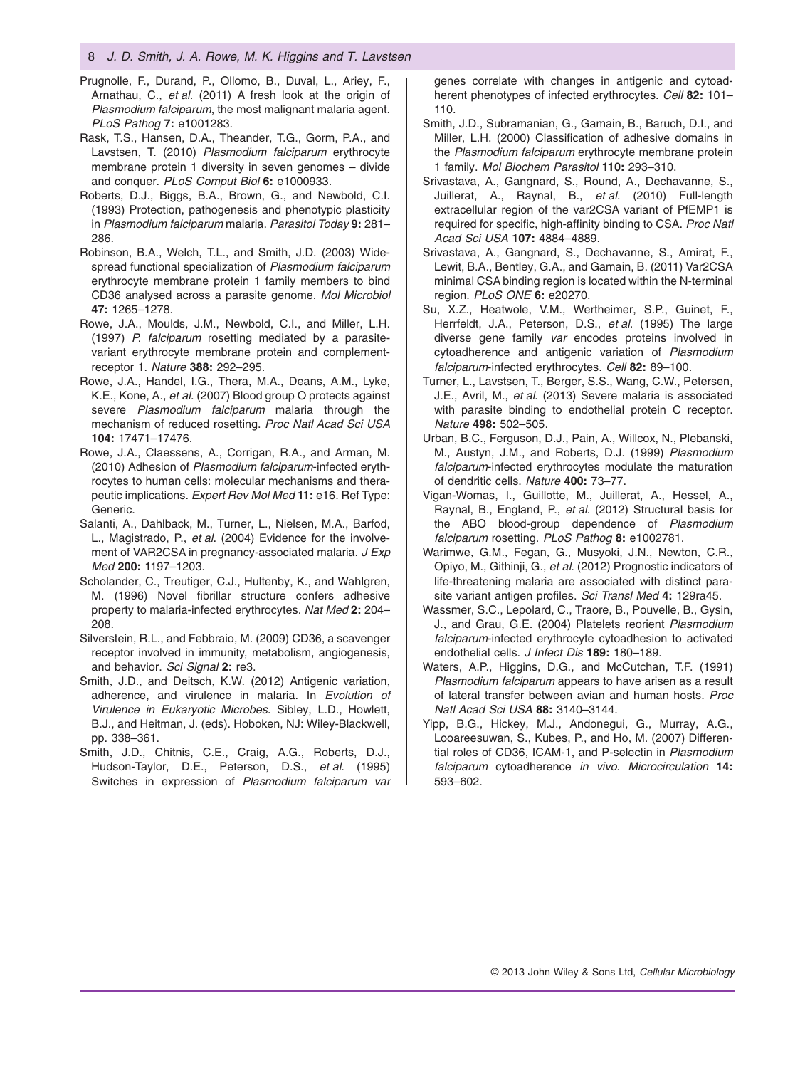Prugnolle, F., Durand, P., Ollomo, B., Duval, L., Ariey, F., Arnathau, C., *et al*. (2011) A fresh look at the origin of *Plasmodium falciparum*, the most malignant malaria agent. *PLoS Pathog* **7:** e1001283.

Rask, T.S., Hansen, D.A., Theander, T.G., Gorm, P.A., and Lavstsen, T. (2010) *Plasmodium falciparum* erythrocyte membrane protein 1 diversity in seven genomes – divide and conquer. *PLoS Comput Biol* **6:** e1000933.

Roberts, D.J., Biggs, B.A., Brown, G., and Newbold, C.I. (1993) Protection, pathogenesis and phenotypic plasticity in *Plasmodium falciparum* malaria. *Parasitol Today* **9:** 281–286.

Robinson, B.A., Welch, T.L., and Smith, J.D. (2003) Widespread functional specialization of *Plasmodium falciparum* erythrocyte membrane protein 1 family members to bind CD36 analysed across a parasite genome. *Mol Microbiol* **47:** 1265–1278.

Rowe, J.A., Moulds, J.M., Newbold, C.I., and Miller, L.H. (1997) *P. falciparum* rosetting mediated by a parasite-variant erythrocyte membrane protein and complement-receptor 1. *Nature* **388:** 292–295.

Rowe, J.A., Handel, I.G., Thera, M.A., Deans, A.M., Lyke, K.E., Kone, A., *et al*. (2007) Blood group O protects against severe *Plasmodium falciparum* malaria through the mechanism of reduced rosetting. *Proc Natl Acad Sci USA* **104:** 17471–17476.

Rowe, J.A., Claessens, A., Corrigan, R.A., and Arman, M. (2010) Adhesion of *Plasmodium falciparum*-infected erythrocytes to human cells: molecular mechanisms and therapeutic implications. *Expert Rev Mol Med* **11:** e16. Ref Type: Generic.

Salanti, A., Dahlback, M., Turner, L., Nielsen, M.A., Barfod, L., Magistrado, P., *et al*. (2004) Evidence for the involvement of VAR2CSA in pregnancy-associated malaria. *J Exp Med* **200:** 1197–1203.

Scholander, C., Treutiger, C.J., Hultenby, K., and Wahlgren, M. (1996) Novel fibrillar structure confers adhesive property to malaria-infected erythrocytes. *Nat Med* **2:** 204–208.

Silverstein, R.L., and Febbraio, M. (2009) CD36, a scavenger receptor involved in immunity, metabolism, angiogenesis, and behavior. *Sci Signal* **2:** re3.

Smith, J.D., and Deitsch, K.W. (2012) Antigenic variation, adherence, and virulence in malaria. In *Evolution of Virulence in Eukaryotic Microbes*. Sibley, L.D., Howlett, B.J., and Heitman, J. (eds). Hoboken, NJ: Wiley-Blackwell, pp. 338–361.

Smith, J.D., Chitnis, C.E., Craig, A.G., Roberts, D.J., Hudson-Taylor, D.E., Peterson, D.S., *et al*. (1995) Switches in expression of *Plasmodium falciparum var* genes correlate with changes in antigenic and cytoadherent phenotypes of infected erythrocytes. *Cell* **82:** 101–110.

Smith, J.D., Subramanian, G., Gamain, B., Baruch, D.I., and Miller, L.H. (2000) Classification of adhesive domains in the *Plasmodium falciparum* erythrocyte membrane protein 1 family. *Mol Biochem Parasitol* **110:** 293–310.

Srivastava, A., Gangnard, S., Round, A., Dechavanne, S., Juillerat, A., Raynal, B., *et al*. (2010) Full-length extracellular region of the var2CSA variant of PfEMP1 is required for specific, high-affinity binding to CSA. *Proc Natl Acad Sci USA* **107:** 4884–4889.

Srivastava, A., Gangnard, S., Dechavanne, S., Amirat, F., Lewit, B.A., Bentley, G.A., and Gamain, B. (2011) Var2CSA minimal CSA binding region is located within the N-terminal region. *PLoS ONE* **6:** e20270.

Su, X.Z., Heatwole, V.M., Wertheimer, S.P., Guinet, F., Herrfeldt, J.A., Peterson, D.S., *et al*. (1995) The large diverse gene family *var* encodes proteins involved in cytoadherence and antigenic variation of *Plasmodium falciparum*-infected erythrocytes. *Cell* **82:** 89–100.

Turner, L., Lavstsen, T., Berger, S.S., Wang, C.W., Petersen, J.E., Avril, M., *et al*. (2013) Severe malaria is associated with parasite binding to endothelial protein C receptor. *Nature* **498:** 502–505.

Urban, B.C., Ferguson, D.J., Pain, A., Willcox, N., Plebanski, M., Austyn, J.M., and Roberts, D.J. (1999) *Plasmodium falciparum*-infected erythrocytes modulate the maturation of dendritic cells. *Nature* **400:** 73–77.

Vigan-Womas, I., Guillotte, M., Juillerat, A., Hessel, A., Raynal, B., England, P., *et al*. (2012) Structural basis for the ABO blood-group dependence of *Plasmodium falciparum* rosetting. *PLoS Pathog* **8:** e1002781.

Warimwe, G.M., Fegan, G., Musyoki, J.N., Newton, C.R., Opiyo, M., Githinji, G., *et al*. (2012) Prognostic indicators of life-threatening malaria are associated with distinct parasite variant antigen profiles. *Sci Transl Med* **4:** 129ra45.

Wassmer, S.C., Lepolard, C., Traore, B., Pouvelle, B., Gysin, J., and Grau, G.E. (2004) Platelets reorient *Plasmodium falciparum*-infected erythrocyte cytoadhesion to activated endothelial cells. *J Infect Dis* **189:** 180–189.

Waters, A.P., Higgins, D.G., and McCutchan, T.F. (1991) *Plasmodium falciparum* appears to have arisen as a result of lateral transfer between avian and human hosts. *Proc Natl Acad Sci USA* **88:** 3140–3144.

Yipp, B.G., Hickey, M.J., Andonegui, G., Murray, A.G., Looareesuwan, S., Kubes, P., and Ho, M. (2007) Differential roles of CD36, ICAM-1, and P-selectin in *Plasmodium falciparum* cytoadherence *in vivo*. *Microcirculation* **14:** 593–602.